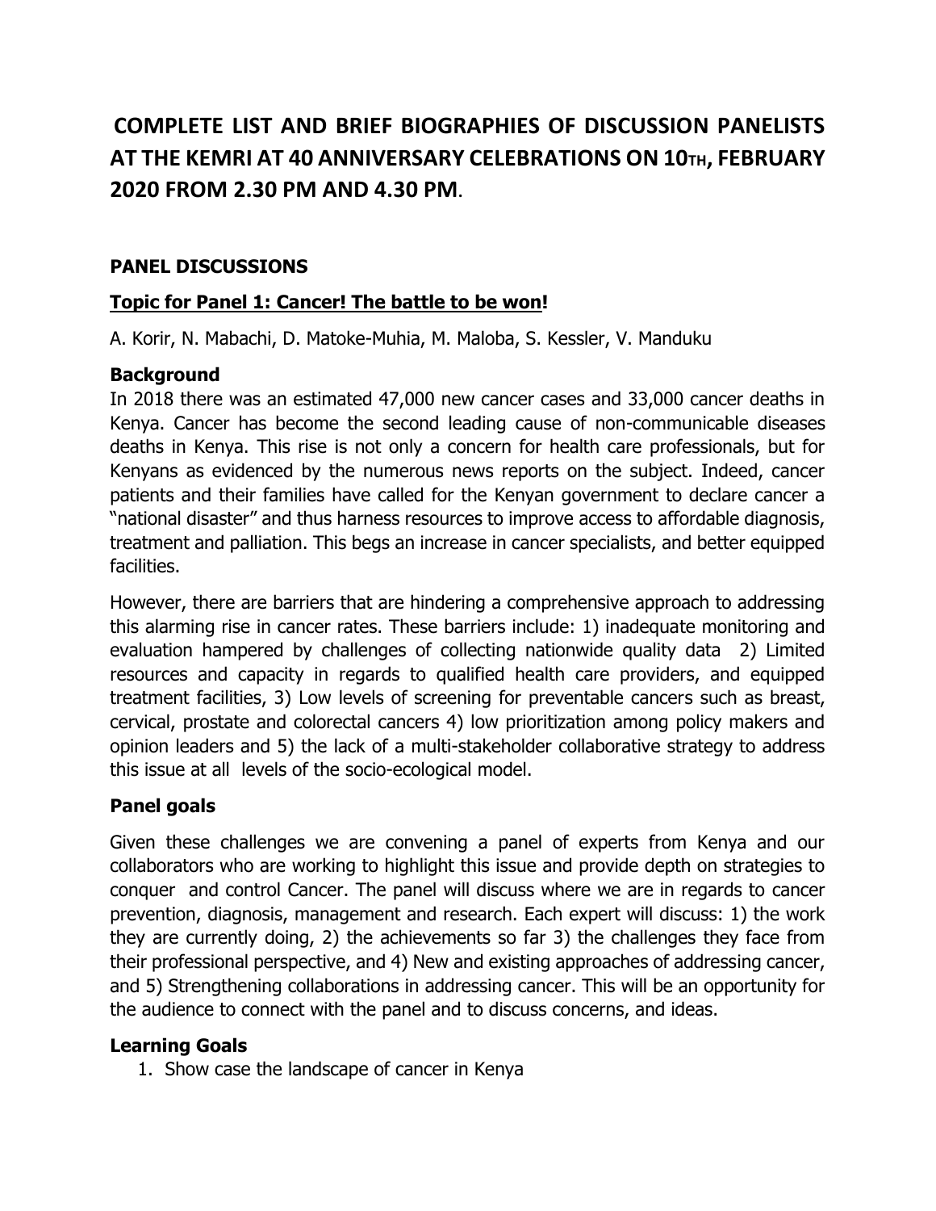# COMPLETE LIST AND BRIEF BIOGRAPHIES OF DISCUSSION PANELISTS AT THE KEMRI AT 40 ANNIVERSARY CELEBRATIONS ON 10TH, FEBRUARY 2020 FROM 2.30 PM AND 4.30 PM.

## PANEL DISCUSSIONS

### Topic for Panel 1: Cancer! The battle to be won!

A. Korir, N. Mabachi, D. Matoke-Muhia, M. Maloba, S. Kessler, V. Manduku

### Background

In 2018 there was an estimated 47,000 new cancer cases and 33,000 cancer deaths in Kenya. Cancer has become the second leading cause of non-communicable diseases deaths in Kenya. This rise is not only a concern for health care professionals, but for Kenyans as evidenced by the numerous news reports on the subject. Indeed, cancer patients and their families have called for the Kenyan government to declare cancer a "national disaster" and thus harness resources to improve access to affordable diagnosis, treatment and palliation. This begs an increase in cancer specialists, and better equipped facilities.

However, there are barriers that are hindering a comprehensive approach to addressing this alarming rise in cancer rates. These barriers include: 1) inadequate monitoring and evaluation hampered by challenges of collecting nationwide quality data 2) Limited resources and capacity in regards to qualified health care providers, and equipped treatment facilities, 3) Low levels of screening for preventable cancers such as breast, cervical, prostate and colorectal cancers 4) low prioritization among policy makers and opinion leaders and 5) the lack of a multi-stakeholder collaborative strategy to address this issue at all levels of the socio-ecological model.

### Panel goals

Given these challenges we are convening a panel of experts from Kenya and our collaborators who are working to highlight this issue and provide depth on strategies to conquer and control Cancer. The panel will discuss where we are in regards to cancer prevention, diagnosis, management and research. Each expert will discuss: 1) the work they are currently doing, 2) the achievements so far 3) the challenges they face from their professional perspective, and 4) New and existing approaches of addressing cancer, and 5) Strengthening collaborations in addressing cancer. This will be an opportunity for the audience to connect with the panel and to discuss concerns, and ideas.

### Learning Goals

1. Show case the landscape of cancer in Kenya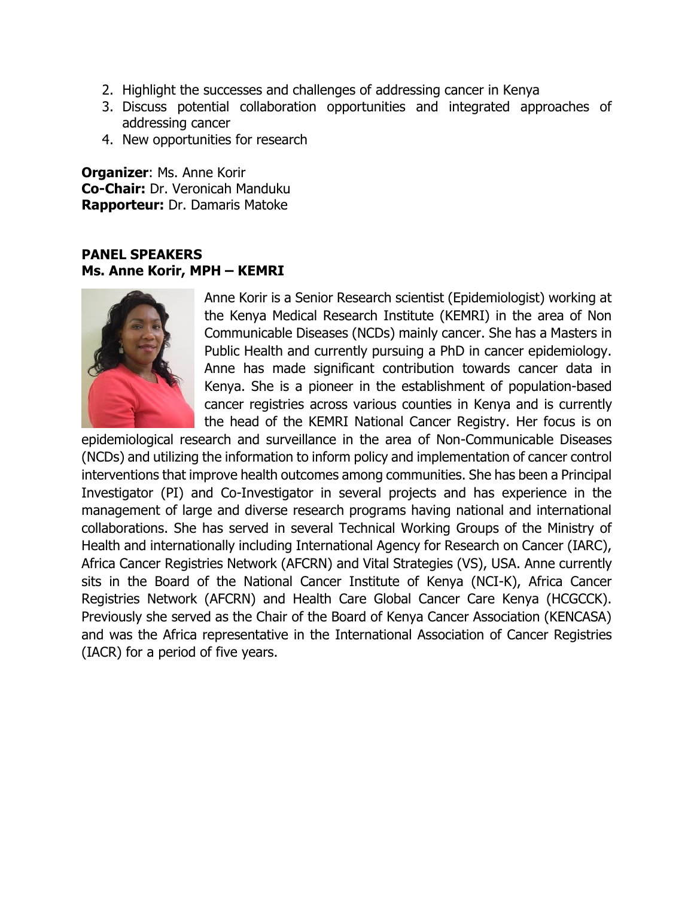2. Highlight the successes and challenges of addressing cancer in Kenya
3. Discuss potential collaboration opportunities and integrated approaches of addressing cancer
4. New opportunities for research

**Organizer**: Ms. Anne Korir
**Co-Chair:** Dr. Veronicah Manduku
**Rapporteur:** Dr. Damaris Matoke

## PANEL SPEAKERS

### Ms. Anne Korir, MPH – KEMRI

Anne Korir is a Senior Research scientist (Epidemiologist) working at the Kenya Medical Research Institute (KEMRI) in the area of Non Communicable Diseases (NCDs) mainly cancer. She has a Masters in Public Health and currently pursuing a PhD in cancer epidemiology. Anne has made significant contribution towards cancer data in Kenya. She is a pioneer in the establishment of population-based cancer registries across various counties in Kenya and is currently the head of the KEMRI National Cancer Registry. Her focus is on epidemiological research and surveillance in the area of Non-Communicable Diseases (NCDs) and utilizing the information to inform policy and implementation of cancer control interventions that improve health outcomes among communities. She has been a Principal Investigator (PI) and Co-Investigator in several projects and has experience in the management of large and diverse research programs having national and international collaborations. She has served in several Technical Working Groups of the Ministry of Health and internationally including International Agency for Research on Cancer (IARC), Africa Cancer Registries Network (AFCRN) and Vital Strategies (VS), USA. Anne currently sits in the Board of the National Cancer Institute of Kenya (NCI-K), Africa Cancer Registries Network (AFCRN) and Health Care Global Cancer Care Kenya (HCGCCK). Previously she served as the Chair of the Board of Kenya Cancer Association (KENCASA) and was the Africa representative in the International Association of Cancer Registries (IACR) for a period of five years.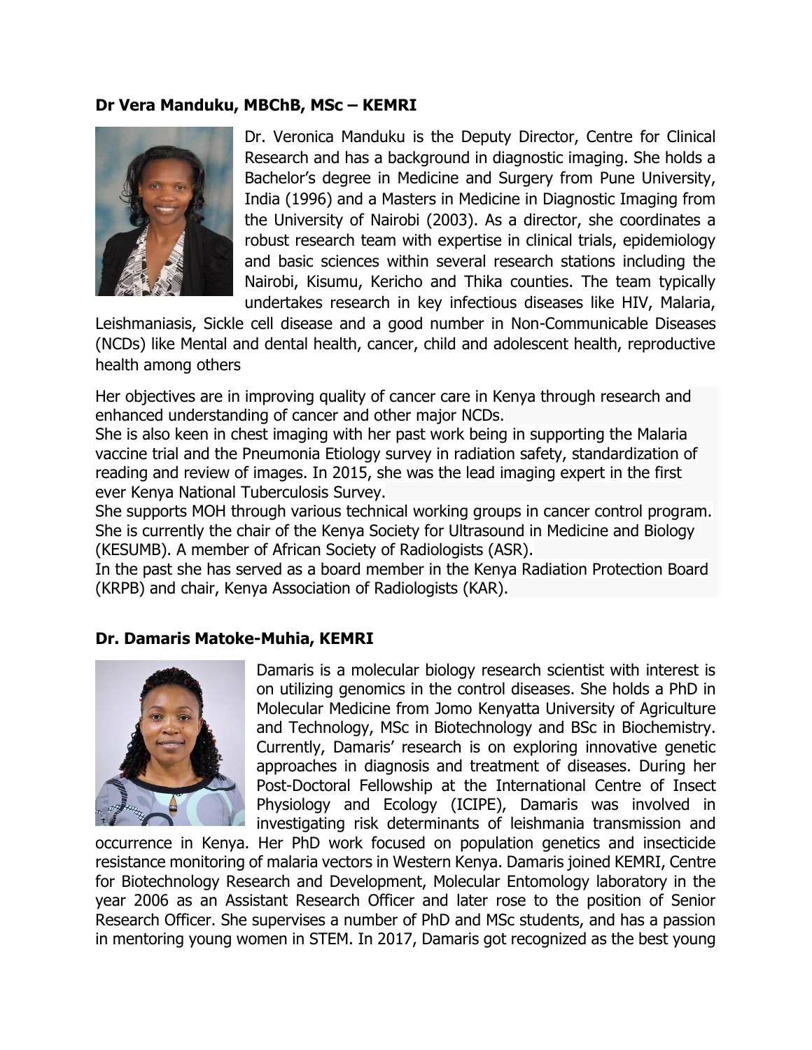**Dr Vera Manduku, MBChB, MSc – KEMRI**

Dr. Veronica Manduku is the Deputy Director, Centre for Clinical Research and has a background in diagnostic imaging. She holds a Bachelor's degree in Medicine and Surgery from Pune University, India (1996) and a Masters in Medicine in Diagnostic Imaging from the University of Nairobi (2003). As a director, she coordinates a robust research team with expertise in clinical trials, epidemiology and basic sciences within several research stations including the Nairobi, Kisumu, Kericho and Thika counties. The team typically undertakes research in key infectious diseases like HIV, Malaria, Leishmaniasis, Sickle cell disease and a good number in Non-Communicable Diseases (NCDs) like Mental and dental health, cancer, child and adolescent health, reproductive health among others

Her objectives are in improving quality of cancer care in Kenya through research and enhanced understanding of cancer and other major NCDs.
She is also keen in chest imaging with her past work being in supporting the Malaria vaccine trial and the Pneumonia Etiology survey in radiation safety, standardization of reading and review of images. In 2015, she was the lead imaging expert in the first ever Kenya National Tuberculosis Survey.
She supports MOH through various technical working groups in cancer control program. She is currently the chair of the Kenya Society for Ultrasound in Medicine and Biology (KESUMB). A member of African Society of Radiologists (ASR).
In the past she has served as a board member in the Kenya Radiation Protection Board (KRPB) and chair, Kenya Association of Radiologists (KAR).

**Dr. Damaris Matoke-Muhia, KEMRI**

Damaris is a molecular biology research scientist with interest is on utilizing genomics in the control diseases. She holds a PhD in Molecular Medicine from Jomo Kenyatta University of Agriculture and Technology, MSc in Biotechnology and BSc in Biochemistry. Currently, Damaris' research is on exploring innovative genetic approaches in diagnosis and treatment of diseases. During her Post-Doctoral Fellowship at the International Centre of Insect Physiology and Ecology (ICIPE), Damaris was involved in investigating risk determinants of leishmania transmission and occurrence in Kenya. Her PhD work focused on population genetics and insecticide resistance monitoring of malaria vectors in Western Kenya. Damaris joined KEMRI, Centre for Biotechnology Research and Development, Molecular Entomology laboratory in the year 2006 as an Assistant Research Officer and later rose to the position of Senior Research Officer. She supervises a number of PhD and MSc students, and has a passion in mentoring young women in STEM. In 2017, Damaris got recognized as the best young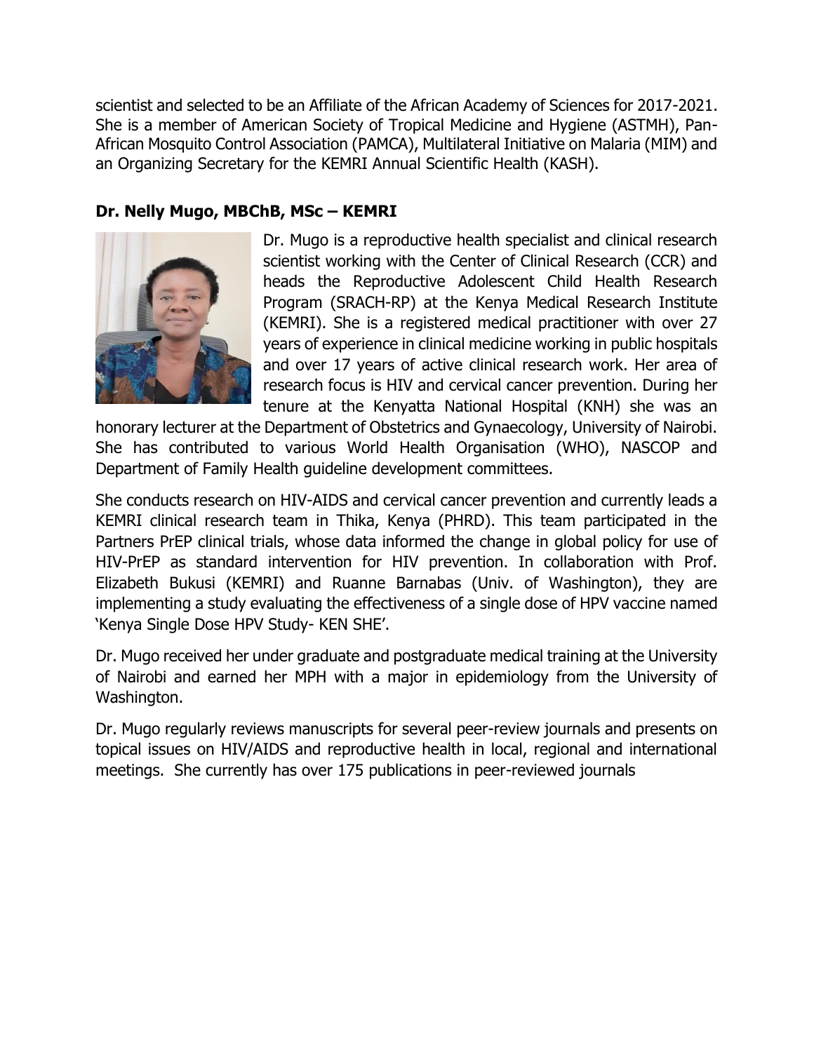scientist and selected to be an Affiliate of the African Academy of Sciences for 2017-2021. She is a member of American Society of Tropical Medicine and Hygiene (ASTMH), Pan-African Mosquito Control Association (PAMCA), Multilateral Initiative on Malaria (MIM) and an Organizing Secretary for the KEMRI Annual Scientific Health (KASH).

**Dr. Nelly Mugo, MBChB, MSc – KEMRI**

Dr. Mugo is a reproductive health specialist and clinical research scientist working with the Center of Clinical Research (CCR) and heads the Reproductive Adolescent Child Health Research Program (SRACH-RP) at the Kenya Medical Research Institute (KEMRI). She is a registered medical practitioner with over 27 years of experience in clinical medicine working in public hospitals and over 17 years of active clinical research work. Her area of research focus is HIV and cervical cancer prevention. During her tenure at the Kenyatta National Hospital (KNH) she was an honorary lecturer at the Department of Obstetrics and Gynaecology, University of Nairobi. She has contributed to various World Health Organisation (WHO), NASCOP and Department of Family Health guideline development committees.

She conducts research on HIV-AIDS and cervical cancer prevention and currently leads a KEMRI clinical research team in Thika, Kenya (PHRD). This team participated in the Partners PrEP clinical trials, whose data informed the change in global policy for use of HIV-PrEP as standard intervention for HIV prevention. In collaboration with Prof. Elizabeth Bukusi (KEMRI) and Ruanne Barnabas (Univ. of Washington), they are implementing a study evaluating the effectiveness of a single dose of HPV vaccine named 'Kenya Single Dose HPV Study- KEN SHE'.

Dr. Mugo received her under graduate and postgraduate medical training at the University of Nairobi and earned her MPH with a major in epidemiology from the University of Washington.

Dr. Mugo regularly reviews manuscripts for several peer-review journals and presents on topical issues on HIV/AIDS and reproductive health in local, regional and international meetings. She currently has over 175 publications in peer-reviewed journals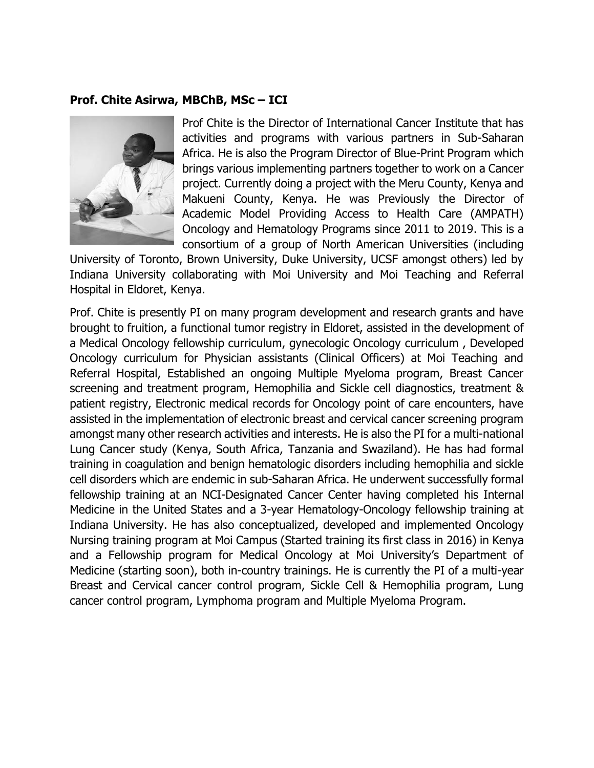**Prof. Chite Asirwa, MBChB, MSc – ICI**

Prof Chite is the Director of International Cancer Institute that has activities and programs with various partners in Sub-Saharan Africa. He is also the Program Director of Blue-Print Program which brings various implementing partners together to work on a Cancer project. Currently doing a project with the Meru County, Kenya and Makueni County, Kenya. He was Previously the Director of Academic Model Providing Access to Health Care (AMPATH) Oncology and Hematology Programs since 2011 to 2019. This is a consortium of a group of North American Universities (including University of Toronto, Brown University, Duke University, UCSF amongst others) led by Indiana University collaborating with Moi University and Moi Teaching and Referral Hospital in Eldoret, Kenya.

Prof. Chite is presently PI on many program development and research grants and have brought to fruition, a functional tumor registry in Eldoret, assisted in the development of a Medical Oncology fellowship curriculum, gynecologic Oncology curriculum , Developed Oncology curriculum for Physician assistants (Clinical Officers) at Moi Teaching and Referral Hospital, Established an ongoing Multiple Myeloma program, Breast Cancer screening and treatment program, Hemophilia and Sickle cell diagnostics, treatment & patient registry, Electronic medical records for Oncology point of care encounters, have assisted in the implementation of electronic breast and cervical cancer screening program amongst many other research activities and interests. He is also the PI for a multi-national Lung Cancer study (Kenya, South Africa, Tanzania and Swaziland). He has had formal training in coagulation and benign hematologic disorders including hemophilia and sickle cell disorders which are endemic in sub-Saharan Africa. He underwent successfully formal fellowship training at an NCI-Designated Cancer Center having completed his Internal Medicine in the United States and a 3-year Hematology-Oncology fellowship training at Indiana University. He has also conceptualized, developed and implemented Oncology Nursing training program at Moi Campus (Started training its first class in 2016) in Kenya and a Fellowship program for Medical Oncology at Moi University's Department of Medicine (starting soon), both in-country trainings. He is currently the PI of a multi-year Breast and Cervical cancer control program, Sickle Cell & Hemophilia program, Lung cancer control program, Lymphoma program and Multiple Myeloma Program.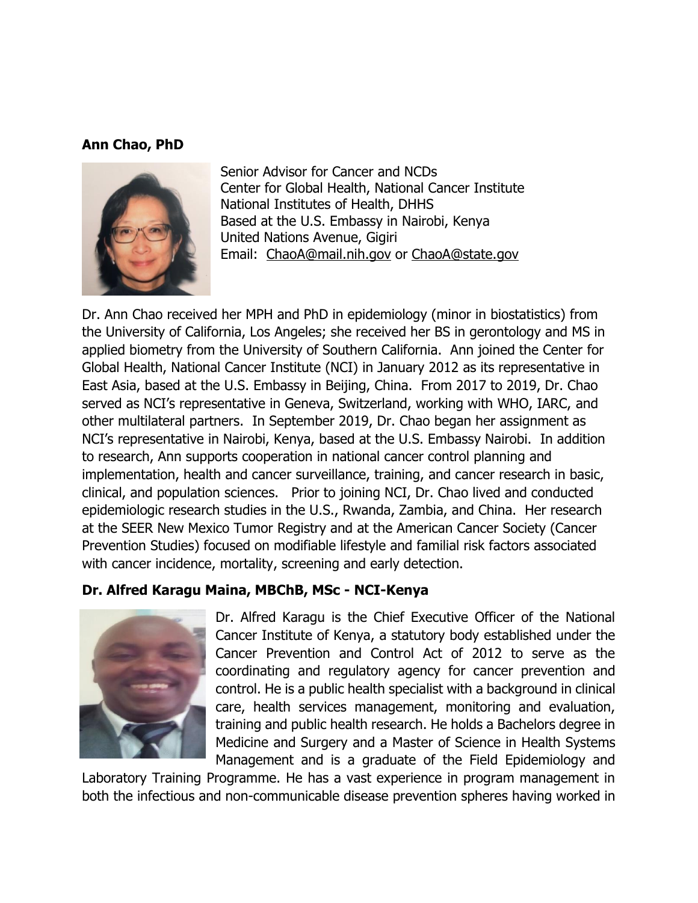**Ann Chao, PhD**

Senior Advisor for Cancer and NCDs
Center for Global Health, National Cancer Institute
National Institutes of Health, DHHS
Based at the U.S. Embassy in Nairobi, Kenya
United Nations Avenue, Gigiri
Email: ChaoA@mail.nih.gov or ChaoA@state.gov

Dr. Ann Chao received her MPH and PhD in epidemiology (minor in biostatistics) from the University of California, Los Angeles; she received her BS in gerontology and MS in applied biometry from the University of Southern California. Ann joined the Center for Global Health, National Cancer Institute (NCI) in January 2012 as its representative in East Asia, based at the U.S. Embassy in Beijing, China. From 2017 to 2019, Dr. Chao served as NCI's representative in Geneva, Switzerland, working with WHO, IARC, and other multilateral partners. In September 2019, Dr. Chao began her assignment as NCI's representative in Nairobi, Kenya, based at the U.S. Embassy Nairobi. In addition to research, Ann supports cooperation in national cancer control planning and implementation, health and cancer surveillance, training, and cancer research in basic, clinical, and population sciences. Prior to joining NCI, Dr. Chao lived and conducted epidemiologic research studies in the U.S., Rwanda, Zambia, and China. Her research at the SEER New Mexico Tumor Registry and at the American Cancer Society (Cancer Prevention Studies) focused on modifiable lifestyle and familial risk factors associated with cancer incidence, mortality, screening and early detection.

**Dr. Alfred Karagu Maina, MBChB, MSc - NCI-Kenya**

Dr. Alfred Karagu is the Chief Executive Officer of the National Cancer Institute of Kenya, a statutory body established under the Cancer Prevention and Control Act of 2012 to serve as the coordinating and regulatory agency for cancer prevention and control. He is a public health specialist with a background in clinical care, health services management, monitoring and evaluation, training and public health research. He holds a Bachelors degree in Medicine and Surgery and a Master of Science in Health Systems Management and is a graduate of the Field Epidemiology and Laboratory Training Programme. He has a vast experience in program management in both the infectious and non-communicable disease prevention spheres having worked in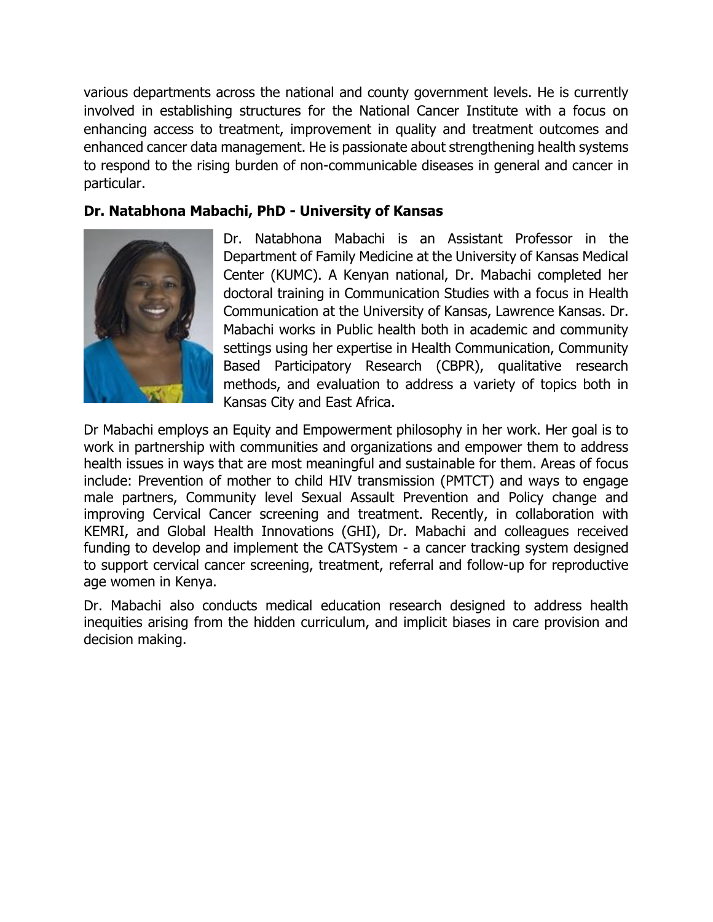various departments across the national and county government levels. He is currently involved in establishing structures for the National Cancer Institute with a focus on enhancing access to treatment, improvement in quality and treatment outcomes and enhanced cancer data management. He is passionate about strengthening health systems to respond to the rising burden of non-communicable diseases in general and cancer in particular.

**Dr. Natabhona Mabachi, PhD - University of Kansas**

Dr. Natabhona Mabachi is an Assistant Professor in the Department of Family Medicine at the University of Kansas Medical Center (KUMC). A Kenyan national, Dr. Mabachi completed her doctoral training in Communication Studies with a focus in Health Communication at the University of Kansas, Lawrence Kansas. Dr. Mabachi works in Public health both in academic and community settings using her expertise in Health Communication, Community Based Participatory Research (CBPR), qualitative research methods, and evaluation to address a variety of topics both in Kansas City and East Africa.

Dr Mabachi employs an Equity and Empowerment philosophy in her work. Her goal is to work in partnership with communities and organizations and empower them to address health issues in ways that are most meaningful and sustainable for them. Areas of focus include: Prevention of mother to child HIV transmission (PMTCT) and ways to engage male partners, Community level Sexual Assault Prevention and Policy change and improving Cervical Cancer screening and treatment. Recently, in collaboration with KEMRI, and Global Health Innovations (GHI), Dr. Mabachi and colleagues received funding to develop and implement the CATSystem - a cancer tracking system designed to support cervical cancer screening, treatment, referral and follow-up for reproductive age women in Kenya.

Dr. Mabachi also conducts medical education research designed to address health inequities arising from the hidden curriculum, and implicit biases in care provision and decision making.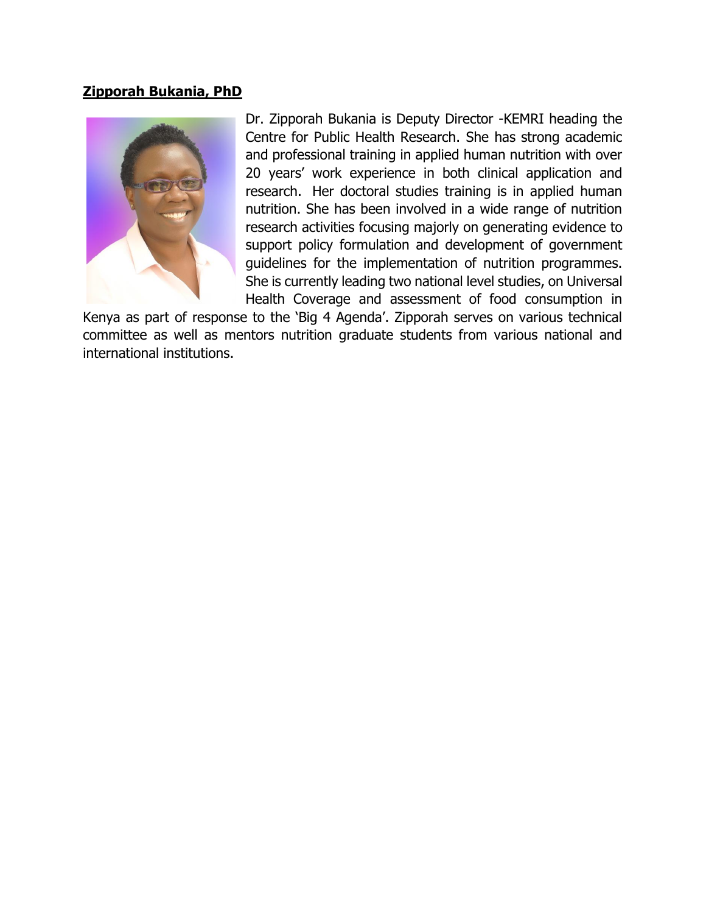**Zipporah Bukania, PhD**

Dr. Zipporah Bukania is Deputy Director -KEMRI heading the Centre for Public Health Research. She has strong academic and professional training in applied human nutrition with over 20 years' work experience in both clinical application and research. Her doctoral studies training is in applied human nutrition. She has been involved in a wide range of nutrition research activities focusing majorly on generating evidence to support policy formulation and development of government guidelines for the implementation of nutrition programmes. She is currently leading two national level studies, on Universal Health Coverage and assessment of food consumption in Kenya as part of response to the 'Big 4 Agenda'. Zipporah serves on various technical committee as well as mentors nutrition graduate students from various national and international institutions.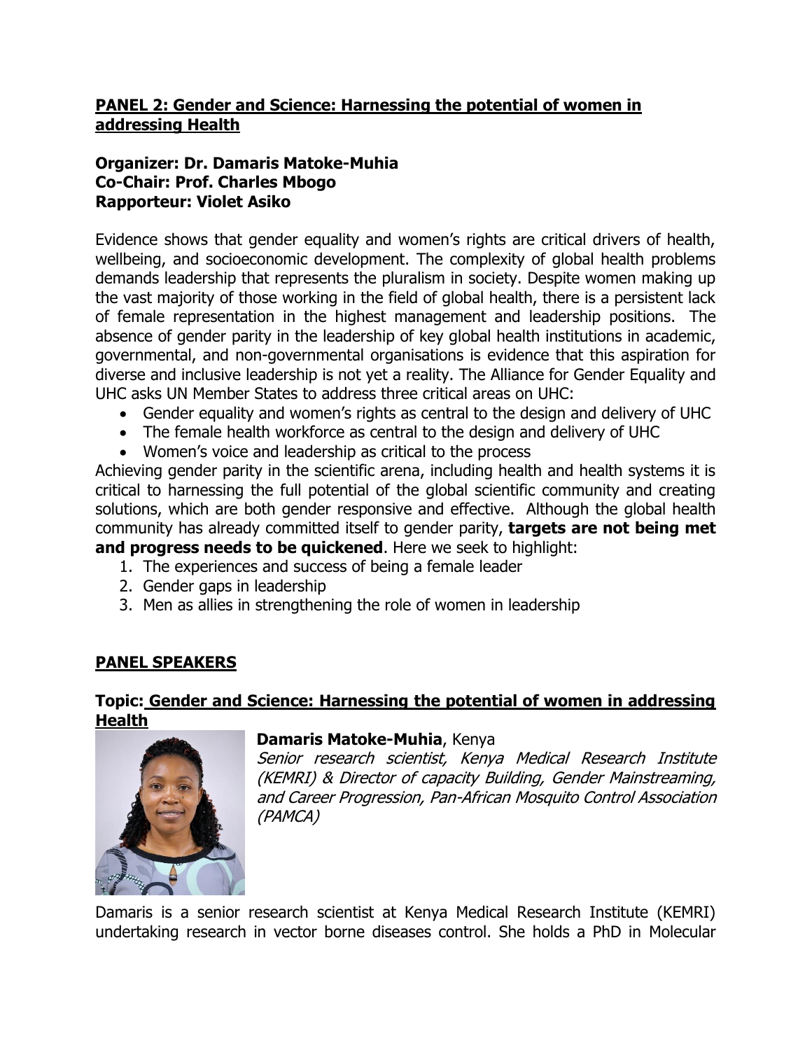## PANEL 2: Gender and Science: Harnessing the potential of women in addressing Health

**Organizer: Dr. Damaris Matoke-Muhia**
**Co-Chair: Prof. Charles Mbogo**
**Rapporteur: Violet Asiko**

Evidence shows that gender equality and women's rights are critical drivers of health, wellbeing, and socioeconomic development. The complexity of global health problems demands leadership that represents the pluralism in society. Despite women making up the vast majority of those working in the field of global health, there is a persistent lack of female representation in the highest management and leadership positions. The absence of gender parity in the leadership of key global health institutions in academic, governmental, and non-governmental organisations is evidence that this aspiration for diverse and inclusive leadership is not yet a reality. The Alliance for Gender Equality and UHC asks UN Member States to address three critical areas on UHC:

- Gender equality and women's rights as central to the design and delivery of UHC
- The female health workforce as central to the design and delivery of UHC
- Women's voice and leadership as critical to the process

Achieving gender parity in the scientific arena, including health and health systems it is critical to harnessing the full potential of the global scientific community and creating solutions, which are both gender responsive and effective. Although the global health community has already committed itself to gender parity, **targets are not being met and progress needs to be quickened**. Here we seek to highlight:

1. The experiences and success of being a female leader
2. Gender gaps in leadership
3. Men as allies in strengthening the role of women in leadership

## PANEL SPEAKERS

### Topic: Gender and Science: Harnessing the potential of women in addressing Health

**Damaris Matoke-Muhia**, Kenya

*Senior research scientist, Kenya Medical Research Institute (KEMRI) & Director of capacity Building, Gender Mainstreaming, and Career Progression, Pan-African Mosquito Control Association (PAMCA)*

Damaris is a senior research scientist at Kenya Medical Research Institute (KEMRI) undertaking research in vector borne diseases control. She holds a PhD in Molecular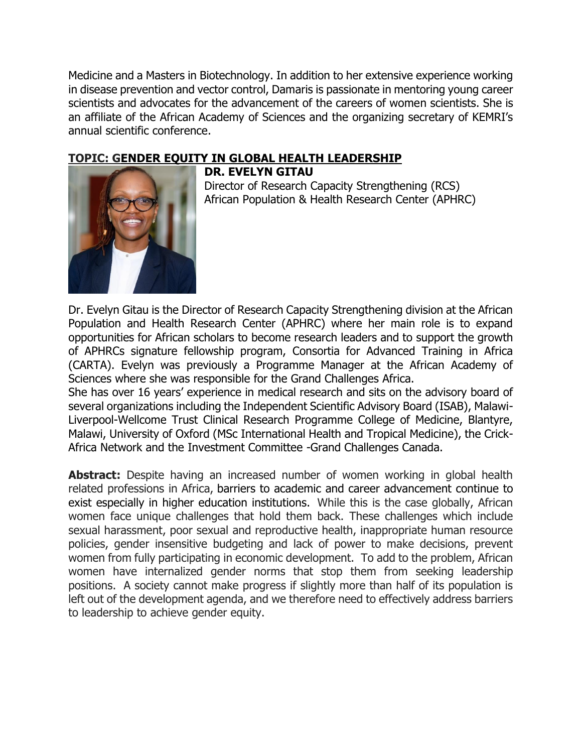Medicine and a Masters in Biotechnology. In addition to her extensive experience working in disease prevention and vector control, Damaris is passionate in mentoring young career scientists and advocates for the advancement of the careers of women scientists. She is an affiliate of the African Academy of Sciences and the organizing secretary of KEMRI's annual scientific conference.

## TOPIC: GENDER EQUITY IN GLOBAL HEALTH LEADERSHIP

**DR. EVELYN GITAU**

Director of Research Capacity Strengthening (RCS)
African Population & Health Research Center (APHRC)

Dr. Evelyn Gitau is the Director of Research Capacity Strengthening division at the African Population and Health Research Center (APHRC) where her main role is to expand opportunities for African scholars to become research leaders and to support the growth of APHRCs signature fellowship program, Consortia for Advanced Training in Africa (CARTA). Evelyn was previously a Programme Manager at the African Academy of Sciences where she was responsible for the Grand Challenges Africa.
She has over 16 years' experience in medical research and sits on the advisory board of several organizations including the Independent Scientific Advisory Board (ISAB), Malawi-Liverpool-Wellcome Trust Clinical Research Programme College of Medicine, Blantyre, Malawi, University of Oxford (MSc International Health and Tropical Medicine), the Crick-Africa Network and the Investment Committee -Grand Challenges Canada.

**Abstract:** Despite having an increased number of women working in global health related professions in Africa, barriers to academic and career advancement continue to exist especially in higher education institutions. While this is the case globally, African women face unique challenges that hold them back. These challenges which include sexual harassment, poor sexual and reproductive health, inappropriate human resource policies, gender insensitive budgeting and lack of power to make decisions, prevent women from fully participating in economic development. To add to the problem, African women have internalized gender norms that stop them from seeking leadership positions. A society cannot make progress if slightly more than half of its population is left out of the development agenda, and we therefore need to effectively address barriers to leadership to achieve gender equity.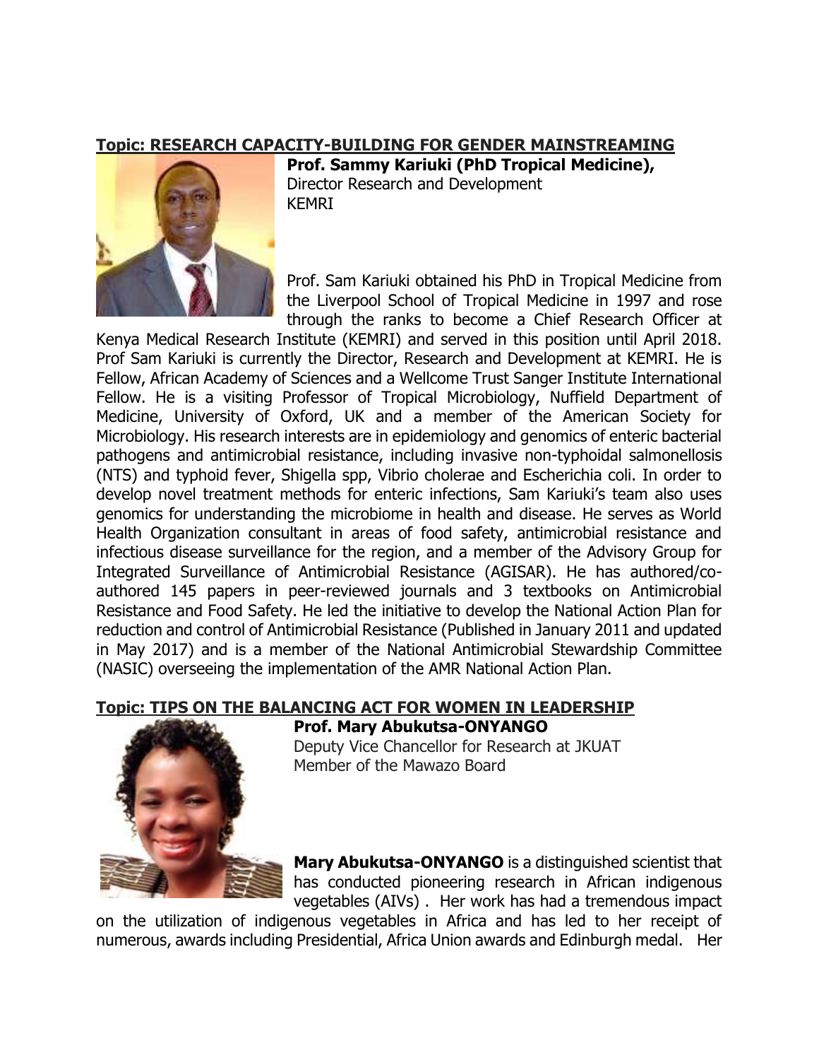**Topic: RESEARCH CAPACITY-BUILDING FOR GENDER MAINSTREAMING**

**Prof. Sammy Kariuki (PhD Tropical Medicine),**
Director Research and Development
KEMRI

Prof. Sam Kariuki obtained his PhD in Tropical Medicine from the Liverpool School of Tropical Medicine in 1997 and rose through the ranks to become a Chief Research Officer at Kenya Medical Research Institute (KEMRI) and served in this position until April 2018. Prof Sam Kariuki is currently the Director, Research and Development at KEMRI. He is Fellow, African Academy of Sciences and a Wellcome Trust Sanger Institute International Fellow. He is a visiting Professor of Tropical Microbiology, Nuffield Department of Medicine, University of Oxford, UK and a member of the American Society for Microbiology. His research interests are in epidemiology and genomics of enteric bacterial pathogens and antimicrobial resistance, including invasive non-typhoidal salmonellosis (NTS) and typhoid fever, Shigella spp, Vibrio cholerae and Escherichia coli. In order to develop novel treatment methods for enteric infections, Sam Kariuki's team also uses genomics for understanding the microbiome in health and disease. He serves as World Health Organization consultant in areas of food safety, antimicrobial resistance and infectious disease surveillance for the region, and a member of the Advisory Group for Integrated Surveillance of Antimicrobial Resistance (AGISAR). He has authored/co-authored 145 papers in peer-reviewed journals and 3 textbooks on Antimicrobial Resistance and Food Safety. He led the initiative to develop the National Action Plan for reduction and control of Antimicrobial Resistance (Published in January 2011 and updated in May 2017) and is a member of the National Antimicrobial Stewardship Committee (NASIC) overseeing the implementation of the AMR National Action Plan.

**Topic: TIPS ON THE BALANCING ACT FOR WOMEN IN LEADERSHIP**

**Prof. Mary Abukutsa-ONYANGO**
Deputy Vice Chancellor for Research at JKUAT
Member of the Mawazo Board

**Mary Abukutsa-ONYANGO** is a distinguished scientist that has conducted pioneering research in African indigenous vegetables (AIVs) . Her work has had a tremendous impact on the utilization of indigenous vegetables in Africa and has led to her receipt of numerous, awards including Presidential, Africa Union awards and Edinburgh medal. Her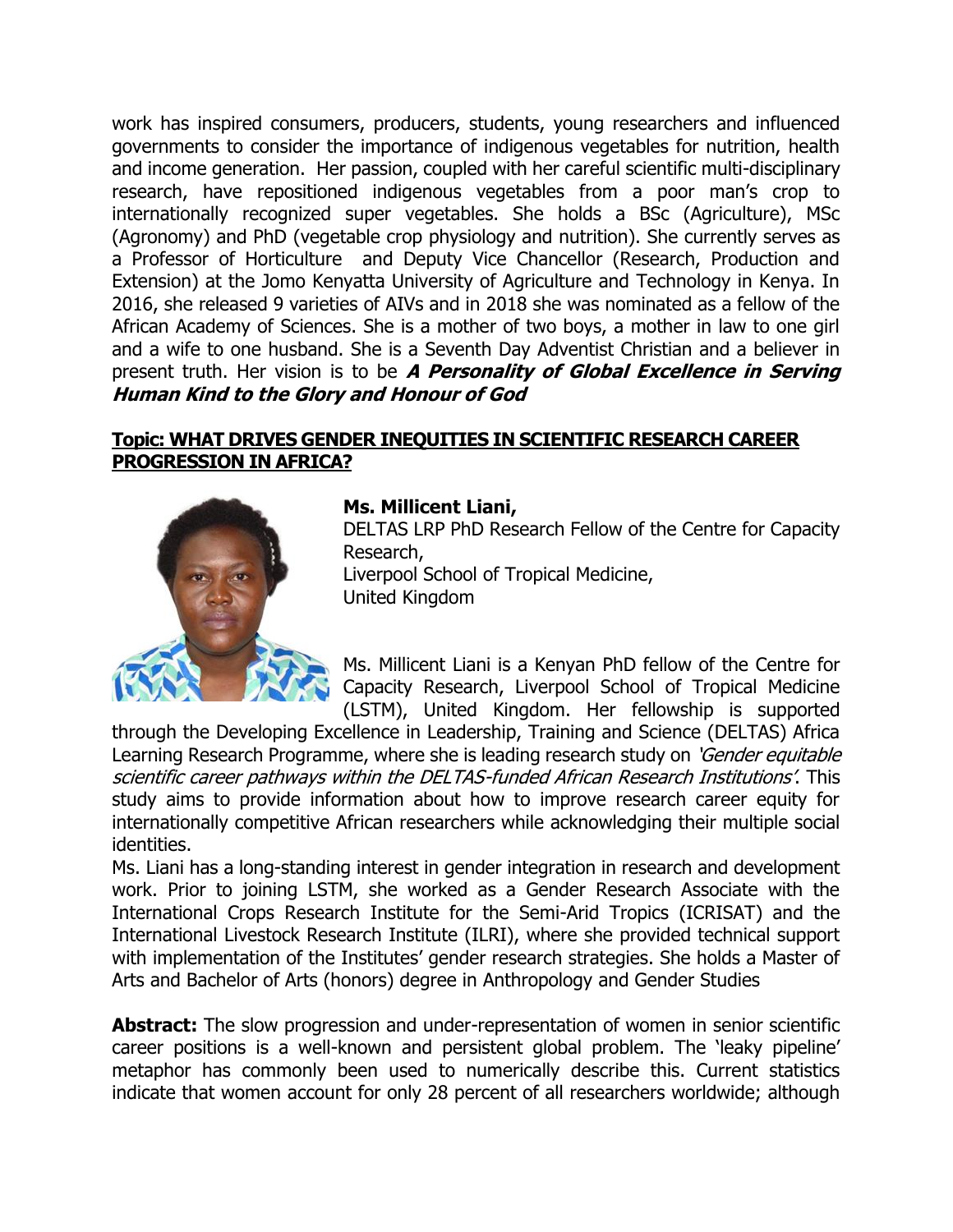work has inspired consumers, producers, students, young researchers and influenced governments to consider the importance of indigenous vegetables for nutrition, health and income generation. Her passion, coupled with her careful scientific multi-disciplinary research, have repositioned indigenous vegetables from a poor man's crop to internationally recognized super vegetables. She holds a BSc (Agriculture), MSc (Agronomy) and PhD (vegetable crop physiology and nutrition). She currently serves as a Professor of Horticulture and Deputy Vice Chancellor (Research, Production and Extension) at the Jomo Kenyatta University of Agriculture and Technology in Kenya. In 2016, she released 9 varieties of AIVs and in 2018 she was nominated as a fellow of the African Academy of Sciences. She is a mother of two boys, a mother in law to one girl and a wife to one husband. She is a Seventh Day Adventist Christian and a believer in present truth. Her vision is to be ***A Personality of Global Excellence in Serving Human Kind to the Glory and Honour of God***

**Topic: WHAT DRIVES GENDER INEQUITIES IN SCIENTIFIC RESEARCH CAREER PROGRESSION IN AFRICA?**

**Ms. Millicent Liani,**
DELTAS LRP PhD Research Fellow of the Centre for Capacity Research,
Liverpool School of Tropical Medicine,
United Kingdom

Ms. Millicent Liani is a Kenyan PhD fellow of the Centre for Capacity Research, Liverpool School of Tropical Medicine (LSTM), United Kingdom. Her fellowship is supported through the Developing Excellence in Leadership, Training and Science (DELTAS) Africa Learning Research Programme, where she is leading research study on *'Gender equitable scientific career pathways within the DELTAS-funded African Research Institutions'*. This study aims to provide information about how to improve research career equity for internationally competitive African researchers while acknowledging their multiple social identities.

Ms. Liani has a long-standing interest in gender integration in research and development work. Prior to joining LSTM, she worked as a Gender Research Associate with the International Crops Research Institute for the Semi-Arid Tropics (ICRISAT) and the International Livestock Research Institute (ILRI), where she provided technical support with implementation of the Institutes' gender research strategies. She holds a Master of Arts and Bachelor of Arts (honors) degree in Anthropology and Gender Studies

**Abstract:** The slow progression and under-representation of women in senior scientific career positions is a well-known and persistent global problem. The 'leaky pipeline' metaphor has commonly been used to numerically describe this. Current statistics indicate that women account for only 28 percent of all researchers worldwide; although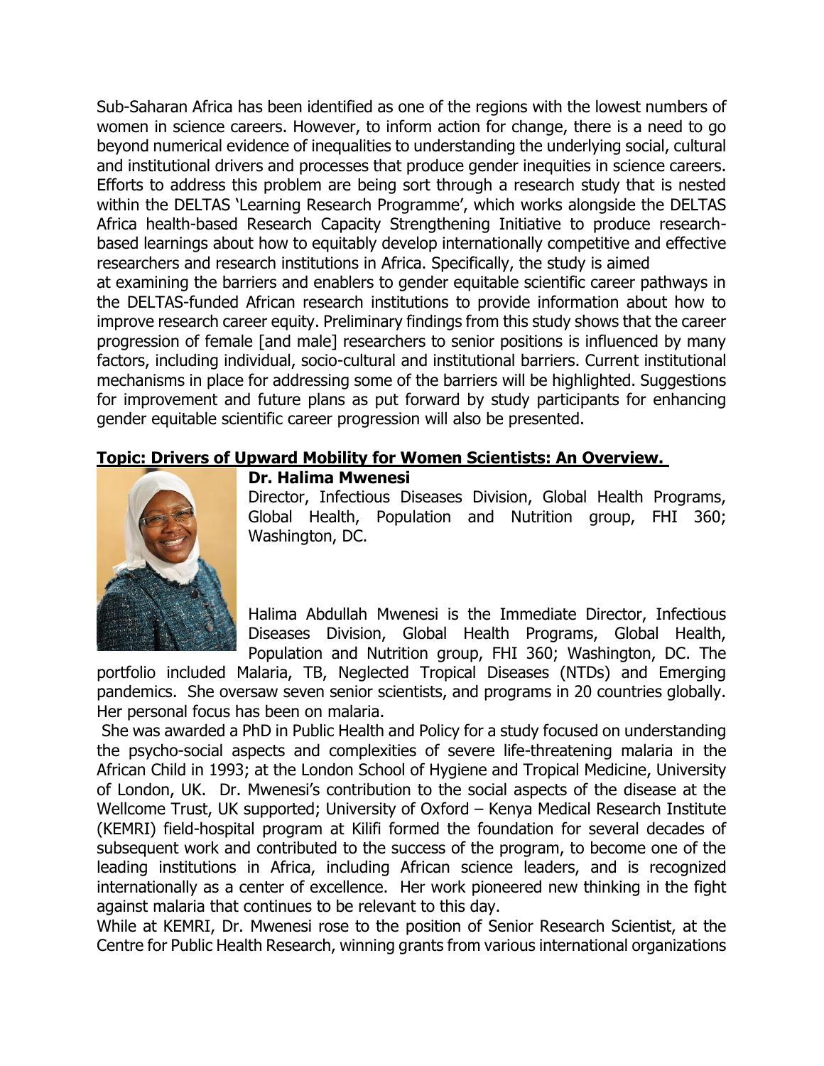Sub-Saharan Africa has been identified as one of the regions with the lowest numbers of women in science careers. However, to inform action for change, there is a need to go beyond numerical evidence of inequalities to understanding the underlying social, cultural and institutional drivers and processes that produce gender inequities in science careers. Efforts to address this problem are being sort through a research study that is nested within the DELTAS 'Learning Research Programme', which works alongside the DELTAS Africa health-based Research Capacity Strengthening Initiative to produce research-based learnings about how to equitably develop internationally competitive and effective researchers and research institutions in Africa. Specifically, the study is aimed at examining the barriers and enablers to gender equitable scientific career pathways in the DELTAS-funded African research institutions to provide information about how to improve research career equity. Preliminary findings from this study shows that the career progression of female [and male] researchers to senior positions is influenced by many factors, including individual, socio-cultural and institutional barriers. Current institutional mechanisms in place for addressing some of the barriers will be highlighted. Suggestions for improvement and future plans as put forward by study participants for enhancing gender equitable scientific career progression will also be presented.

**Topic: Drivers of Upward Mobility for Women Scientists: An Overview.**

**Dr. Halima Mwenesi**

Director, Infectious Diseases Division, Global Health Programs, Global Health, Population and Nutrition group, FHI 360; Washington, DC.

Halima Abdullah Mwenesi is the Immediate Director, Infectious Diseases Division, Global Health Programs, Global Health, Population and Nutrition group, FHI 360; Washington, DC. The portfolio included Malaria, TB, Neglected Tropical Diseases (NTDs) and Emerging pandemics. She oversaw seven senior scientists, and programs in 20 countries globally. Her personal focus has been on malaria.

She was awarded a PhD in Public Health and Policy for a study focused on understanding the psycho-social aspects and complexities of severe life-threatening malaria in the African Child in 1993; at the London School of Hygiene and Tropical Medicine, University of London, UK. Dr. Mwenesi's contribution to the social aspects of the disease at the Wellcome Trust, UK supported; University of Oxford – Kenya Medical Research Institute (KEMRI) field-hospital program at Kilifi formed the foundation for several decades of subsequent work and contributed to the success of the program, to become one of the leading institutions in Africa, including African science leaders, and is recognized internationally as a center of excellence. Her work pioneered new thinking in the fight against malaria that continues to be relevant to this day.

While at KEMRI, Dr. Mwenesi rose to the position of Senior Research Scientist, at the Centre for Public Health Research, winning grants from various international organizations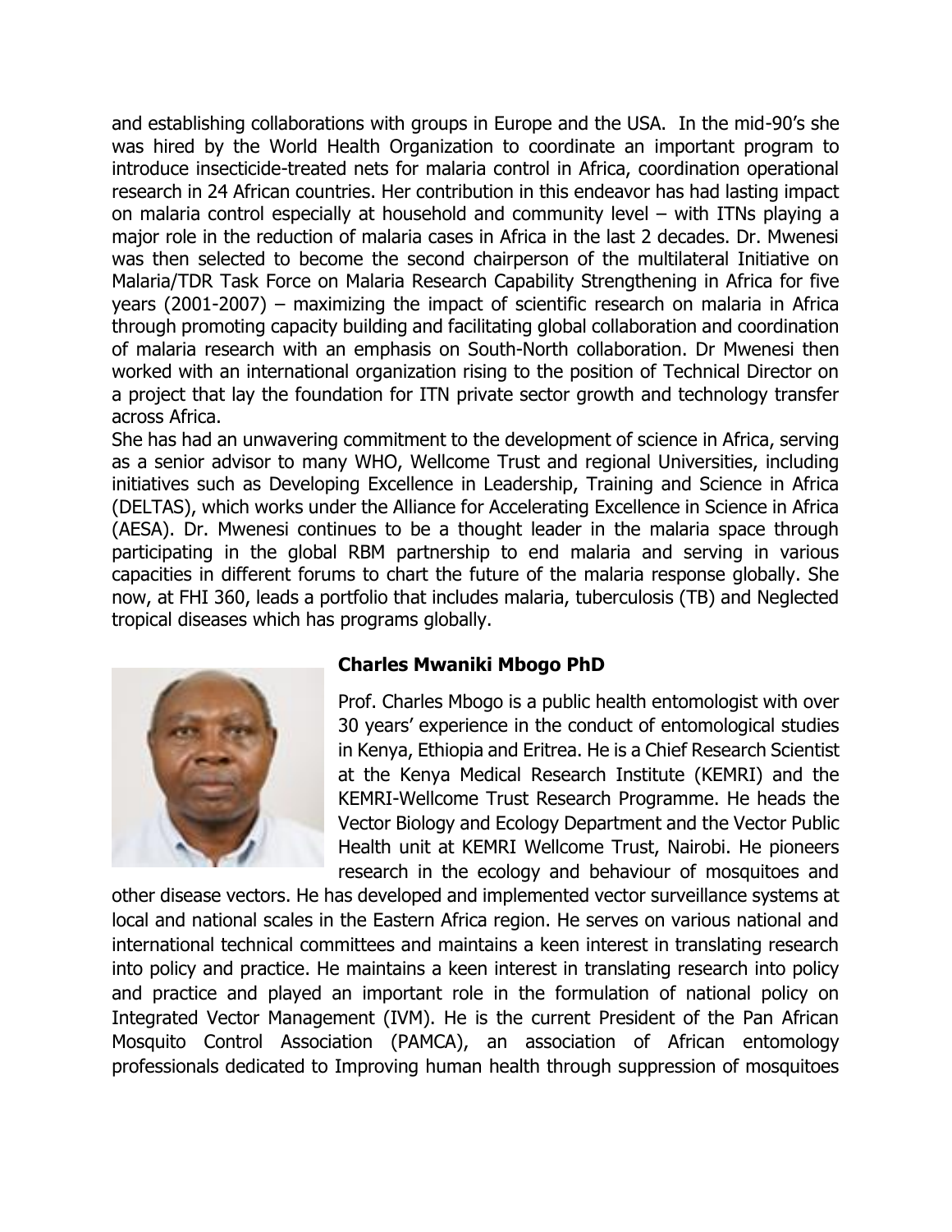and establishing collaborations with groups in Europe and the USA. In the mid-90's she was hired by the World Health Organization to coordinate an important program to introduce insecticide-treated nets for malaria control in Africa, coordination operational research in 24 African countries. Her contribution in this endeavor has had lasting impact on malaria control especially at household and community level – with ITNs playing a major role in the reduction of malaria cases in Africa in the last 2 decades. Dr. Mwenesi was then selected to become the second chairperson of the multilateral Initiative on Malaria/TDR Task Force on Malaria Research Capability Strengthening in Africa for five years (2001-2007) – maximizing the impact of scientific research on malaria in Africa through promoting capacity building and facilitating global collaboration and coordination of malaria research with an emphasis on South-North collaboration. Dr Mwenesi then worked with an international organization rising to the position of Technical Director on a project that lay the foundation for ITN private sector growth and technology transfer across Africa.

She has had an unwavering commitment to the development of science in Africa, serving as a senior advisor to many WHO, Wellcome Trust and regional Universities, including initiatives such as Developing Excellence in Leadership, Training and Science in Africa (DELTAS), which works under the Alliance for Accelerating Excellence in Science in Africa (AESA). Dr. Mwenesi continues to be a thought leader in the malaria space through participating in the global RBM partnership to end malaria and serving in various capacities in different forums to chart the future of the malaria response globally. She now, at FHI 360, leads a portfolio that includes malaria, tuberculosis (TB) and Neglected tropical diseases which has programs globally.

**Charles Mwaniki Mbogo PhD**

Prof. Charles Mbogo is a public health entomologist with over 30 years' experience in the conduct of entomological studies in Kenya, Ethiopia and Eritrea. He is a Chief Research Scientist at the Kenya Medical Research Institute (KEMRI) and the KEMRI-Wellcome Trust Research Programme. He heads the Vector Biology and Ecology Department and the Vector Public Health unit at KEMRI Wellcome Trust, Nairobi. He pioneers research in the ecology and behaviour of mosquitoes and other disease vectors. He has developed and implemented vector surveillance systems at local and national scales in the Eastern Africa region. He serves on various national and international technical committees and maintains a keen interest in translating research into policy and practice. He maintains a keen interest in translating research into policy and practice and played an important role in the formulation of national policy on Integrated Vector Management (IVM). He is the current President of the Pan African Mosquito Control Association (PAMCA), an association of African entomology professionals dedicated to Improving human health through suppression of mosquitoes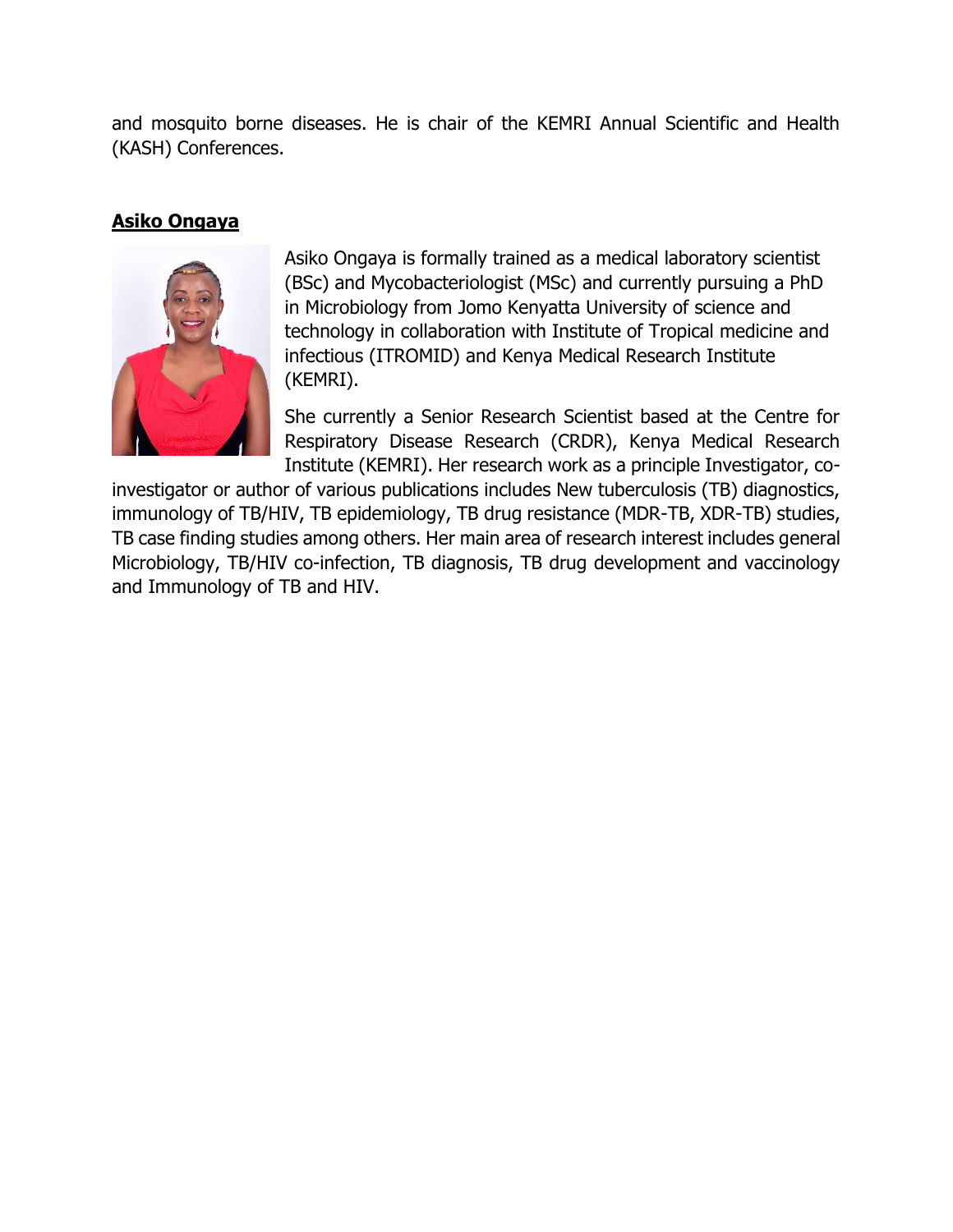and mosquito borne diseases. He is chair of the KEMRI Annual Scientific and Health (KASH) Conferences.

**Asiko Ongaya**

Asiko Ongaya is formally trained as a medical laboratory scientist (BSc) and Mycobacteriologist (MSc) and currently pursuing a PhD in Microbiology from Jomo Kenyatta University of science and technology in collaboration with Institute of Tropical medicine and infectious (ITROMID) and Kenya Medical Research Institute (KEMRI).

She currently a Senior Research Scientist based at the Centre for Respiratory Disease Research (CRDR), Kenya Medical Research Institute (KEMRI). Her research work as a principle Investigator, co-investigator or author of various publications includes New tuberculosis (TB) diagnostics, immunology of TB/HIV, TB epidemiology, TB drug resistance (MDR-TB, XDR-TB) studies, TB case finding studies among others. Her main area of research interest includes general Microbiology, TB/HIV co-infection, TB diagnosis, TB drug development and vaccinology and Immunology of TB and HIV.